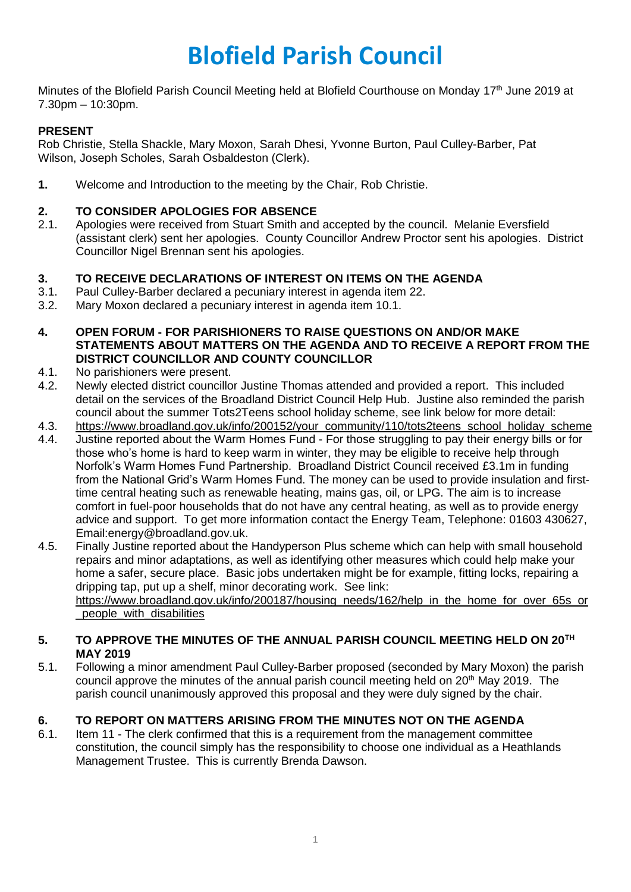# Blofield Parish Council

Minutes of the Blofield Parish Council Meeting held at Blofield Courthouse on Monday 17th June 2019 at 7.30pm – 10:30pm.

**PRESENT**

Rob Christie, Stella Shackle, Mary Moxon, Sarah Dhesi, Yvonne Burton, Paul Culley-Barber, Pat Wilson, Joseph Scholes, Sarah Osbaldeston (Clerk).

**1.** Welcome and Introduction to the meeting by the Chair, Rob Christie.

**2. TO CONSIDER APOLOGIES FOR ABSENCE**

2.1. Apologies were received from Stuart Smith and accepted by the council. Melanie Eversfield (assistant clerk) sent her apologies. County Councillor Andrew Proctor sent his apologies. District Councillor Nigel Brennan sent his apologies.

**3. TO RECEIVE DECLARATIONS OF INTEREST ON ITEMS ON THE AGENDA**

3.1. Paul Culley-Barber declared a pecuniary interest in agenda item 22.

3.2. Mary Moxon declared a pecuniary interest in agenda item 10.1.

**4. OPEN FORUM - FOR PARISHIONERS TO RAISE QUESTIONS ON AND/OR MAKE STATEMENTS ABOUT MATTERS ON THE AGENDA AND TO RECEIVE A REPORT FROM THE DISTRICT COUNCILLOR AND COUNTY COUNCILLOR**

4.1. No parishioners were present.

4.2. Newly elected district councillor Justine Thomas attended and provided a report. This included detail on the services of the Broadland District Council Help Hub. Justine also reminded the parish council about the summer Tots2Teens school holiday scheme, see link below for more detail:

4.3. https://www.broadland.gov.uk/info/200152/your_community/110/tots2teens_school_holiday_scheme

4.4. Justine reported about the Warm Homes Fund - For those struggling to pay their energy bills or for those who's home is hard to keep warm in winter, they may be eligible to receive help through Norfolk's Warm Homes Fund Partnership. Broadland District Council received £3.1m in funding from the National Grid's Warm Homes Fund. The money can be used to provide insulation and first-time central heating such as renewable heating, mains gas, oil, or LPG. The aim is to increase comfort in fuel-poor households that do not have any central heating, as well as to provide energy advice and support. To get more information contact the Energy Team, Telephone: 01603 430627, Email:energy@broadland.gov.uk.

4.5. Finally Justine reported about the Handyperson Plus scheme which can help with small household repairs and minor adaptations, as well as identifying other measures which could help make your home a safer, secure place. Basic jobs undertaken might be for example, fitting locks, repairing a dripping tap, put up a shelf, minor decorating work. See link: https://www.broadland.gov.uk/info/200187/housing_needs/162/help_in_the_home_for_over_65s_or_people_with_disabilities

**5. TO APPROVE THE MINUTES OF THE ANNUAL PARISH COUNCIL MEETING HELD ON 20TH MAY 2019**

5.1. Following a minor amendment Paul Culley-Barber proposed (seconded by Mary Moxon) the parish council approve the minutes of the annual parish council meeting held on 20th May 2019. The parish council unanimously approved this proposal and they were duly signed by the chair.

**6. TO REPORT ON MATTERS ARISING FROM THE MINUTES NOT ON THE AGENDA**

6.1. Item 11 - The clerk confirmed that this is a requirement from the management committee constitution, the council simply has the responsibility to choose one individual as a Heathlands Management Trustee. This is currently Brenda Dawson.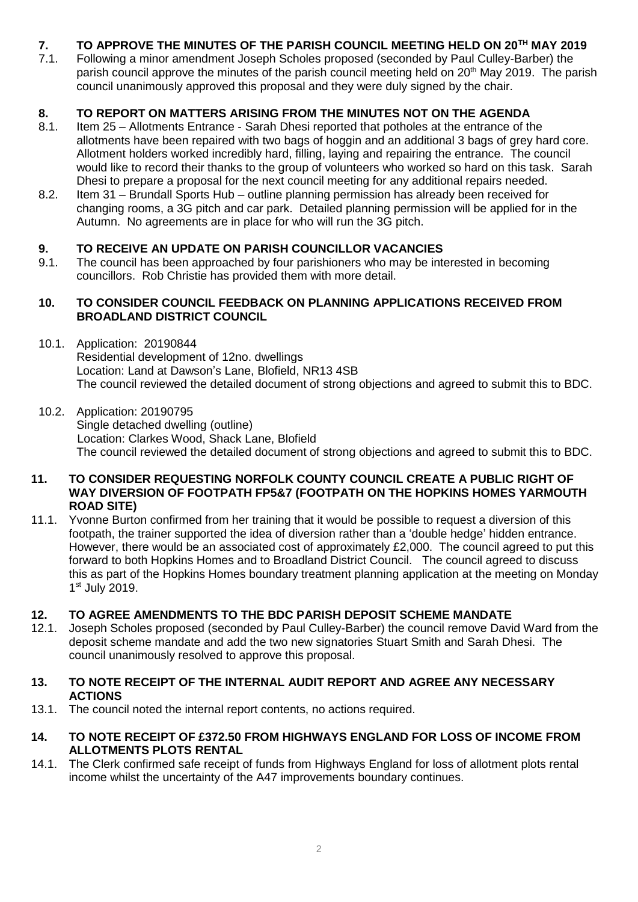## 7. TO APPROVE THE MINUTES OF THE PARISH COUNCIL MEETING HELD ON 20TH MAY 2019

7.1. Following a minor amendment Joseph Scholes proposed (seconded by Paul Culley-Barber) the parish council approve the minutes of the parish council meeting held on 20th May 2019. The parish council unanimously approved this proposal and they were duly signed by the chair.

## 8. TO REPORT ON MATTERS ARISING FROM THE MINUTES NOT ON THE AGENDA

8.1. Item 25 – Allotments Entrance - Sarah Dhesi reported that potholes at the entrance of the allotments have been repaired with two bags of hoggin and an additional 3 bags of grey hard core. Allotment holders worked incredibly hard, filling, laying and repairing the entrance. The council would like to record their thanks to the group of volunteers who worked so hard on this task. Sarah Dhesi to prepare a proposal for the next council meeting for any additional repairs needed.

8.2. Item 31 – Brundall Sports Hub – outline planning permission has already been received for changing rooms, a 3G pitch and car park. Detailed planning permission will be applied for in the Autumn. No agreements are in place for who will run the 3G pitch.

## 9. TO RECEIVE AN UPDATE ON PARISH COUNCILLOR VACANCIES

9.1. The council has been approached by four parishioners who may be interested in becoming councillors. Rob Christie has provided them with more detail.

## 10. TO CONSIDER COUNCIL FEEDBACK ON PLANNING APPLICATIONS RECEIVED FROM BROADLAND DISTRICT COUNCIL

10.1. Application: 20190844
Residential development of 12no. dwellings
Location: Land at Dawson's Lane, Blofield, NR13 4SB
The council reviewed the detailed document of strong objections and agreed to submit this to BDC.

10.2. Application: 20190795
Single detached dwelling (outline)
Location: Clarkes Wood, Shack Lane, Blofield
The council reviewed the detailed document of strong objections and agreed to submit this to BDC.

## 11. TO CONSIDER REQUESTING NORFOLK COUNTY COUNCIL CREATE A PUBLIC RIGHT OF WAY DIVERSION OF FOOTPATH FP5&7 (FOOTPATH ON THE HOPKINS HOMES YARMOUTH ROAD SITE)

11.1. Yvonne Burton confirmed from her training that it would be possible to request a diversion of this footpath, the trainer supported the idea of diversion rather than a 'double hedge' hidden entrance. However, there would be an associated cost of approximately £2,000. The council agreed to put this forward to both Hopkins Homes and to Broadland District Council. The council agreed to discuss this as part of the Hopkins Homes boundary treatment planning application at the meeting on Monday 1st July 2019.

## 12. TO AGREE AMENDMENTS TO THE BDC PARISH DEPOSIT SCHEME MANDATE

12.1. Joseph Scholes proposed (seconded by Paul Culley-Barber) the council remove David Ward from the deposit scheme mandate and add the two new signatories Stuart Smith and Sarah Dhesi. The council unanimously resolved to approve this proposal.

## 13. TO NOTE RECEIPT OF THE INTERNAL AUDIT REPORT AND AGREE ANY NECESSARY ACTIONS

13.1. The council noted the internal report contents, no actions required.

## 14. TO NOTE RECEIPT OF £372.50 FROM HIGHWAYS ENGLAND FOR LOSS OF INCOME FROM ALLOTMENTS PLOTS RENTAL

14.1. The Clerk confirmed safe receipt of funds from Highways England for loss of allotment plots rental income whilst the uncertainty of the A47 improvements boundary continues.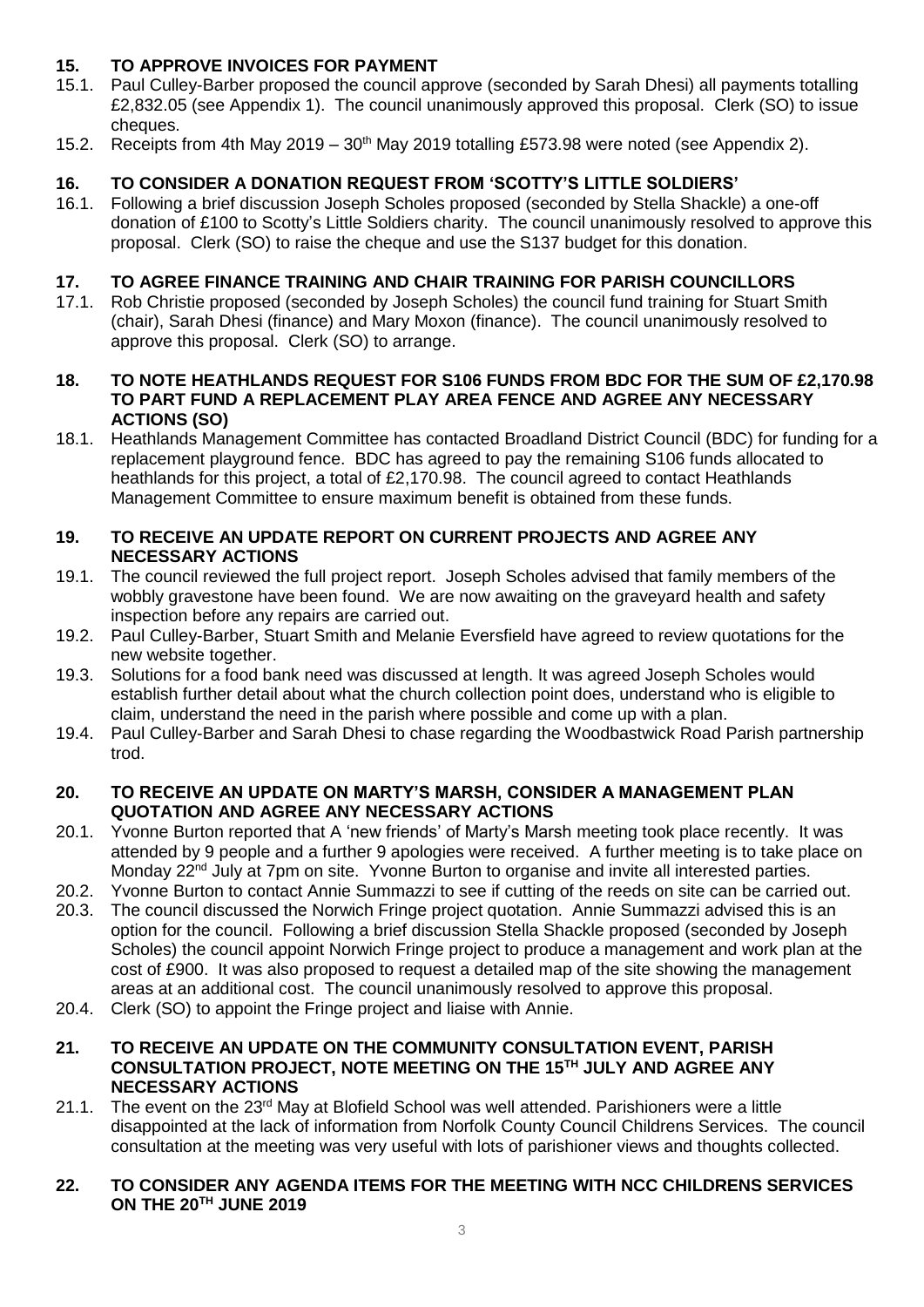## 15. TO APPROVE INVOICES FOR PAYMENT

15.1. Paul Culley-Barber proposed the council approve (seconded by Sarah Dhesi) all payments totalling £2,832.05 (see Appendix 1). The council unanimously approved this proposal. Clerk (SO) to issue cheques.

15.2. Receipts from 4th May 2019 – 30th May 2019 totalling £573.98 were noted (see Appendix 2).

## 16. TO CONSIDER A DONATION REQUEST FROM 'SCOTTY'S LITTLE SOLDIERS'

16.1. Following a brief discussion Joseph Scholes proposed (seconded by Stella Shackle) a one-off donation of £100 to Scotty's Little Soldiers charity. The council unanimously resolved to approve this proposal. Clerk (SO) to raise the cheque and use the S137 budget for this donation.

## 17. TO AGREE FINANCE TRAINING AND CHAIR TRAINING FOR PARISH COUNCILLORS

17.1. Rob Christie proposed (seconded by Joseph Scholes) the council fund training for Stuart Smith (chair), Sarah Dhesi (finance) and Mary Moxon (finance). The council unanimously resolved to approve this proposal. Clerk (SO) to arrange.

## 18. TO NOTE HEATHLANDS REQUEST FOR S106 FUNDS FROM BDC FOR THE SUM OF £2,170.98 TO PART FUND A REPLACEMENT PLAY AREA FENCE AND AGREE ANY NECESSARY ACTIONS (SO)

18.1. Heathlands Management Committee has contacted Broadland District Council (BDC) for funding for a replacement playground fence. BDC has agreed to pay the remaining S106 funds allocated to heathlands for this project, a total of £2,170.98. The council agreed to contact Heathlands Management Committee to ensure maximum benefit is obtained from these funds.

## 19. TO RECEIVE AN UPDATE REPORT ON CURRENT PROJECTS AND AGREE ANY NECESSARY ACTIONS

19.1. The council reviewed the full project report. Joseph Scholes advised that family members of the wobbly gravestone have been found. We are now awaiting on the graveyard health and safety inspection before any repairs are carried out.

19.2. Paul Culley-Barber, Stuart Smith and Melanie Eversfield have agreed to review quotations for the new website together.

19.3. Solutions for a food bank need was discussed at length. It was agreed Joseph Scholes would establish further detail about what the church collection point does, understand who is eligible to claim, understand the need in the parish where possible and come up with a plan.

19.4. Paul Culley-Barber and Sarah Dhesi to chase regarding the Woodbastwick Road Parish partnership trod.

## 20. TO RECEIVE AN UPDATE ON MARTY'S MARSH, CONSIDER A MANAGEMENT PLAN QUOTATION AND AGREE ANY NECESSARY ACTIONS

20.1. Yvonne Burton reported that A 'new friends' of Marty's Marsh meeting took place recently. It was attended by 9 people and a further 9 apologies were received. A further meeting is to take place on Monday 22nd July at 7pm on site. Yvonne Burton to organise and invite all interested parties.

20.2. Yvonne Burton to contact Annie Summazzi to see if cutting of the reeds on site can be carried out.

20.3. The council discussed the Norwich Fringe project quotation. Annie Summazzi advised this is an option for the council. Following a brief discussion Stella Shackle proposed (seconded by Joseph Scholes) the council appoint Norwich Fringe project to produce a management and work plan at the cost of £900. It was also proposed to request a detailed map of the site showing the management areas at an additional cost. The council unanimously resolved to approve this proposal.

20.4. Clerk (SO) to appoint the Fringe project and liaise with Annie.

## 21. TO RECEIVE AN UPDATE ON THE COMMUNITY CONSULTATION EVENT, PARISH CONSULTATION PROJECT, NOTE MEETING ON THE 15TH JULY AND AGREE ANY NECESSARY ACTIONS

21.1. The event on the 23rd May at Blofield School was well attended. Parishioners were a little disappointed at the lack of information from Norfolk County Council Childrens Services. The council consultation at the meeting was very useful with lots of parishioner views and thoughts collected.

## 22. TO CONSIDER ANY AGENDA ITEMS FOR THE MEETING WITH NCC CHILDRENS SERVICES ON THE 20TH JUNE 2019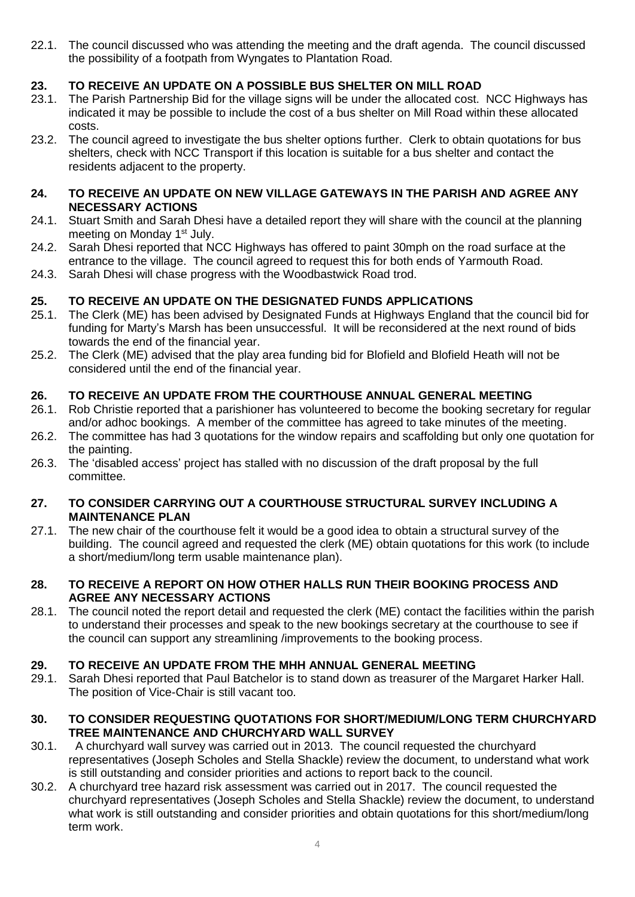22.1. The council discussed who was attending the meeting and the draft agenda. The council discussed the possibility of a footpath from Wyngates to Plantation Road.

## 23. TO RECEIVE AN UPDATE ON A POSSIBLE BUS SHELTER ON MILL ROAD

23.1. The Parish Partnership Bid for the village signs will be under the allocated cost. NCC Highways has indicated it may be possible to include the cost of a bus shelter on Mill Road within these allocated costs.

23.2. The council agreed to investigate the bus shelter options further. Clerk to obtain quotations for bus shelters, check with NCC Transport if this location is suitable for a bus shelter and contact the residents adjacent to the property.

## 24. TO RECEIVE AN UPDATE ON NEW VILLAGE GATEWAYS IN THE PARISH AND AGREE ANY NECESSARY ACTIONS

24.1. Stuart Smith and Sarah Dhesi have a detailed report they will share with the council at the planning meeting on Monday 1st July.

24.2. Sarah Dhesi reported that NCC Highways has offered to paint 30mph on the road surface at the entrance to the village. The council agreed to request this for both ends of Yarmouth Road.

24.3. Sarah Dhesi will chase progress with the Woodbastwick Road trod.

## 25. TO RECEIVE AN UPDATE ON THE DESIGNATED FUNDS APPLICATIONS

25.1. The Clerk (ME) has been advised by Designated Funds at Highways England that the council bid for funding for Marty's Marsh has been unsuccessful. It will be reconsidered at the next round of bids towards the end of the financial year.

25.2. The Clerk (ME) advised that the play area funding bid for Blofield and Blofield Heath will not be considered until the end of the financial year.

## 26. TO RECEIVE AN UPDATE FROM THE COURTHOUSE ANNUAL GENERAL MEETING

26.1. Rob Christie reported that a parishioner has volunteered to become the booking secretary for regular and/or adhoc bookings. A member of the committee has agreed to take minutes of the meeting.

26.2. The committee has had 3 quotations for the window repairs and scaffolding but only one quotation for the painting.

26.3. The 'disabled access' project has stalled with no discussion of the draft proposal by the full committee.

## 27. TO CONSIDER CARRYING OUT A COURTHOUSE STRUCTURAL SURVEY INCLUDING A MAINTENANCE PLAN

27.1. The new chair of the courthouse felt it would be a good idea to obtain a structural survey of the building. The council agreed and requested the clerk (ME) obtain quotations for this work (to include a short/medium/long term usable maintenance plan).

## 28. TO RECEIVE A REPORT ON HOW OTHER HALLS RUN THEIR BOOKING PROCESS AND AGREE ANY NECESSARY ACTIONS

28.1. The council noted the report detail and requested the clerk (ME) contact the facilities within the parish to understand their processes and speak to the new bookings secretary at the courthouse to see if the council can support any streamlining /improvements to the booking process.

## 29. TO RECEIVE AN UPDATE FROM THE MHH ANNUAL GENERAL MEETING

29.1. Sarah Dhesi reported that Paul Batchelor is to stand down as treasurer of the Margaret Harker Hall. The position of Vice-Chair is still vacant too.

## 30. TO CONSIDER REQUESTING QUOTATIONS FOR SHORT/MEDIUM/LONG TERM CHURCHYARD TREE MAINTENANCE AND CHURCHYARD WALL SURVEY

30.1. A churchyard wall survey was carried out in 2013. The council requested the churchyard representatives (Joseph Scholes and Stella Shackle) review the document, to understand what work is still outstanding and consider priorities and actions to report back to the council.

30.2. A churchyard tree hazard risk assessment was carried out in 2017. The council requested the churchyard representatives (Joseph Scholes and Stella Shackle) review the document, to understand what work is still outstanding and consider priorities and obtain quotations for this short/medium/long term work.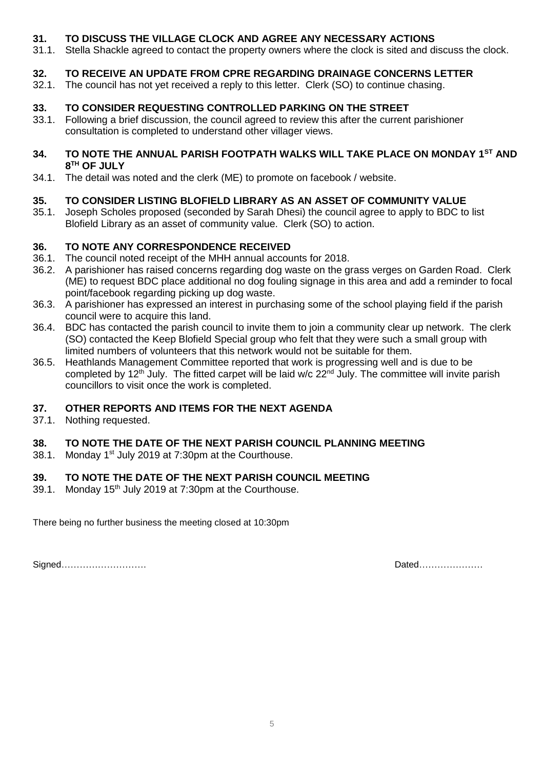### 31. TO DISCUSS THE VILLAGE CLOCK AND AGREE ANY NECESSARY ACTIONS

31.1. Stella Shackle agreed to contact the property owners where the clock is sited and discuss the clock.

### 32. TO RECEIVE AN UPDATE FROM CPRE REGARDING DRAINAGE CONCERNS LETTER

32.1. The council has not yet received a reply to this letter. Clerk (SO) to continue chasing.

### 33. TO CONSIDER REQUESTING CONTROLLED PARKING ON THE STREET

33.1. Following a brief discussion, the council agreed to review this after the current parishioner consultation is completed to understand other villager views.

### 34. TO NOTE THE ANNUAL PARISH FOOTPATH WALKS WILL TAKE PLACE ON MONDAY 1ST AND 8TH OF JULY

34.1. The detail was noted and the clerk (ME) to promote on facebook / website.

### 35. TO CONSIDER LISTING BLOFIELD LIBRARY AS AN ASSET OF COMMUNITY VALUE

35.1. Joseph Scholes proposed (seconded by Sarah Dhesi) the council agree to apply to BDC to list Blofield Library as an asset of community value. Clerk (SO) to action.

### 36. TO NOTE ANY CORRESPONDENCE RECEIVED

36.1. The council noted receipt of the MHH annual accounts for 2018.

36.2. A parishioner has raised concerns regarding dog waste on the grass verges on Garden Road. Clerk (ME) to request BDC place additional no dog fouling signage in this area and add a reminder to focal point/facebook regarding picking up dog waste.

36.3. A parishioner has expressed an interest in purchasing some of the school playing field if the parish council were to acquire this land.

36.4. BDC has contacted the parish council to invite them to join a community clear up network. The clerk (SO) contacted the Keep Blofield Special group who felt that they were such a small group with limited numbers of volunteers that this network would not be suitable for them.

36.5. Heathlands Management Committee reported that work is progressing well and is due to be completed by 12th July. The fitted carpet will be laid w/c 22nd July. The committee will invite parish councillors to visit once the work is completed.

### 37. OTHER REPORTS AND ITEMS FOR THE NEXT AGENDA

37.1. Nothing requested.

### 38. TO NOTE THE DATE OF THE NEXT PARISH COUNCIL PLANNING MEETING

38.1. Monday 1st July 2019 at 7:30pm at the Courthouse.

### 39. TO NOTE THE DATE OF THE NEXT PARISH COUNCIL MEETING

39.1. Monday 15th July 2019 at 7:30pm at the Courthouse.

There being no further business the meeting closed at 10:30pm

Signed………………………. Dated…………………